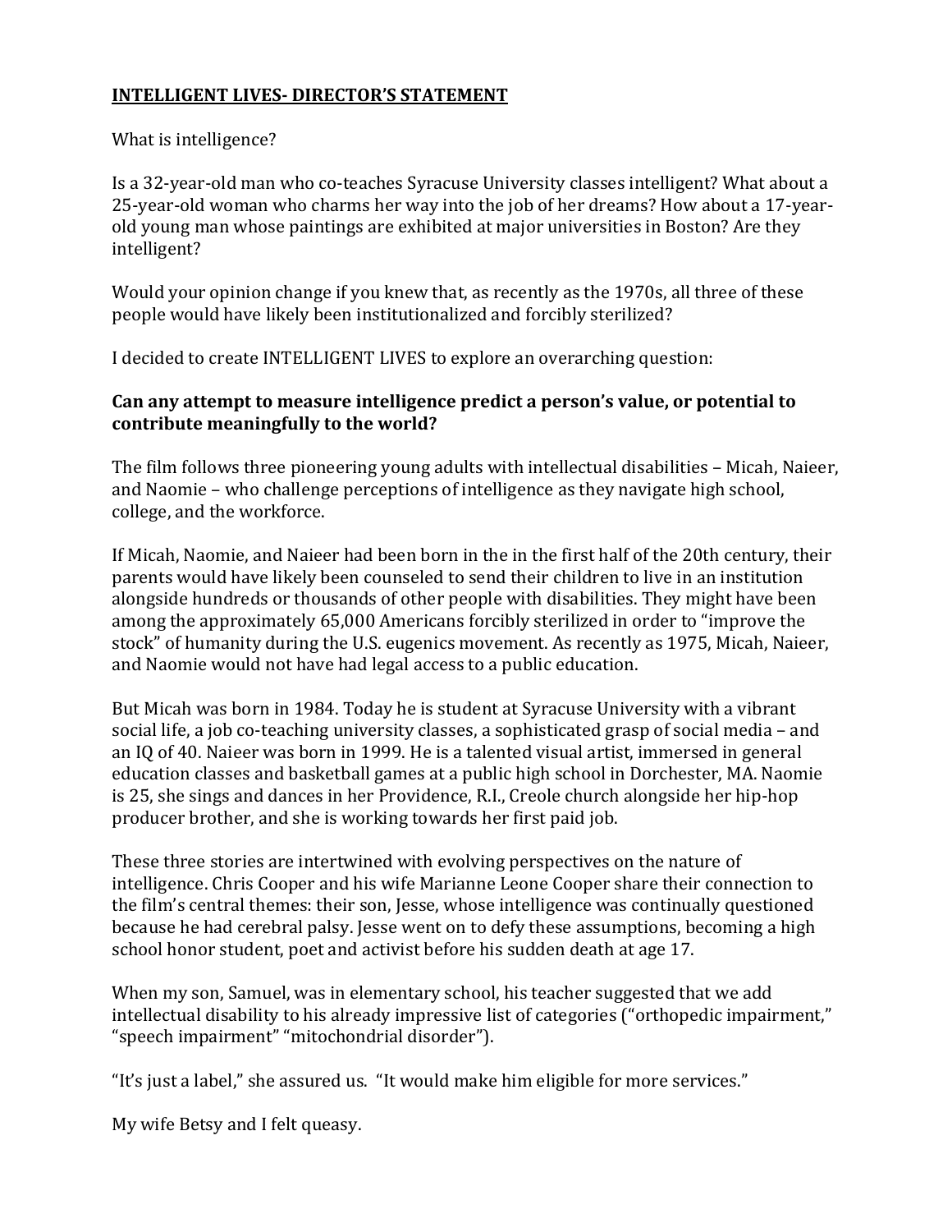## **INTELLIGENT LIVES- DIRECTOR'S STATEMENT**

What is intelligence?

Is a 32-year-old man who co-teaches Syracuse University classes intelligent? What about a 25-year-old woman who charms her way into the job of her dreams? How about a 17-year-old young man whose paintings are exhibited at major universities in Boston? Are they intelligent?

Would your opinion change if you knew that, as recently as the 1970s, all three of these people would have likely been institutionalized and forcibly sterilized?

I decided to create INTELLIGENT LIVES to explore an overarching question:

**Can any attempt to measure intelligence predict a person's value, or potential to contribute meaningfully to the world?**

The film follows three pioneering young adults with intellectual disabilities – Micah, Naieer, and Naomie – who challenge perceptions of intelligence as they navigate high school, college, and the workforce.

If Micah, Naomie, and Naieer had been born in the in the first half of the 20th century, their parents would have likely been counseled to send their children to live in an institution alongside hundreds or thousands of other people with disabilities. They might have been among the approximately 65,000 Americans forcibly sterilized in order to "improve the stock" of humanity during the U.S. eugenics movement. As recently as 1975, Micah, Naieer, and Naomie would not have had legal access to a public education.

But Micah was born in 1984. Today he is student at Syracuse University with a vibrant social life, a job co-teaching university classes, a sophisticated grasp of social media – and an IQ of 40. Naieer was born in 1999. He is a talented visual artist, immersed in general education classes and basketball games at a public high school in Dorchester, MA. Naomie is 25, she sings and dances in her Providence, R.I., Creole church alongside her hip-hop producer brother, and she is working towards her first paid job.

These three stories are intertwined with evolving perspectives on the nature of intelligence. Chris Cooper and his wife Marianne Leone Cooper share their connection to the film's central themes: their son, Jesse, whose intelligence was continually questioned because he had cerebral palsy. Jesse went on to defy these assumptions, becoming a high school honor student, poet and activist before his sudden death at age 17.

When my son, Samuel, was in elementary school, his teacher suggested that we add intellectual disability to his already impressive list of categories ("orthopedic impairment," "speech impairment" "mitochondrial disorder").

"It's just a label," she assured us. "It would make him eligible for more services."

My wife Betsy and I felt queasy.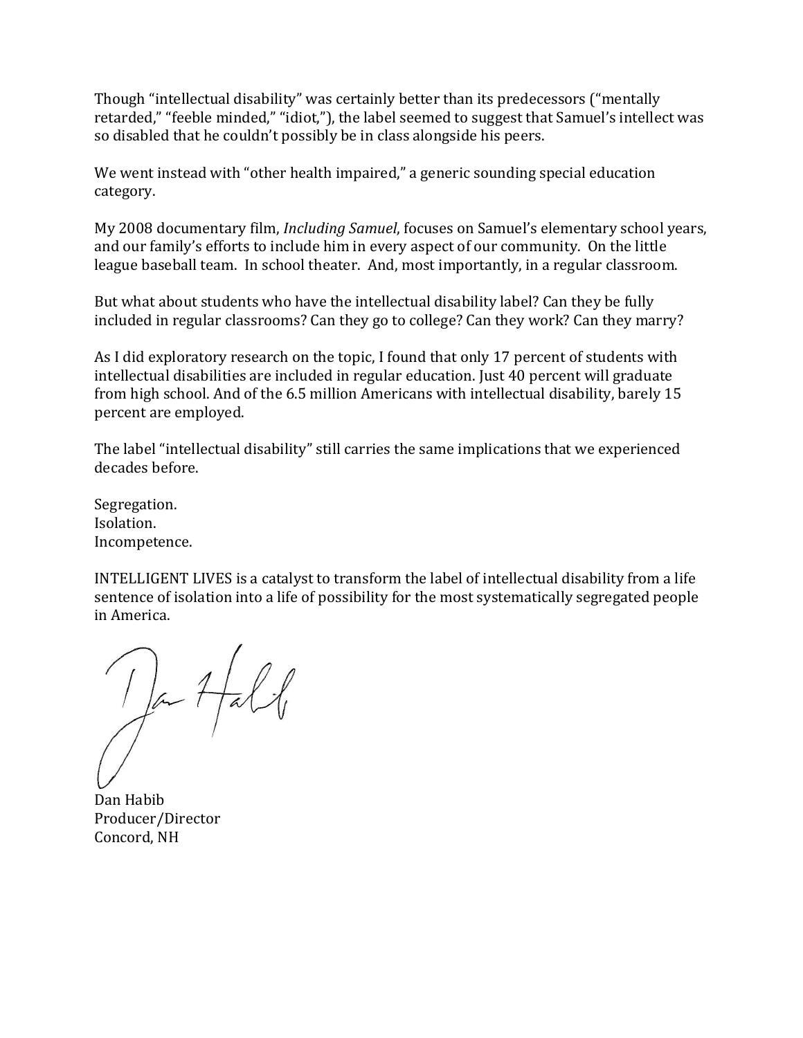Though "intellectual disability" was certainly better than its predecessors ("mentally retarded," "feeble minded," "idiot,"), the label seemed to suggest that Samuel's intellect was so disabled that he couldn't possibly be in class alongside his peers.

We went instead with "other health impaired," a generic sounding special education category.

My 2008 documentary film, *Including Samuel*, focuses on Samuel's elementary school years, and our family's efforts to include him in every aspect of our community. On the little league baseball team. In school theater. And, most importantly, in a regular classroom.

But what about students who have the intellectual disability label? Can they be fully included in regular classrooms? Can they go to college? Can they work? Can they marry?

As I did exploratory research on the topic, I found that only 17 percent of students with intellectual disabilities are included in regular education. Just 40 percent will graduate from high school. And of the 6.5 million Americans with intellectual disability, barely 15 percent are employed.

The label "intellectual disability" still carries the same implications that we experienced decades before.

Segregation.
Isolation.
Incompetence.

INTELLIGENT LIVES is a catalyst to transform the label of intellectual disability from a life sentence of isolation into a life of possibility for the most systematically segregated people in America.

Dan Habib
Producer/Director
Concord, NH